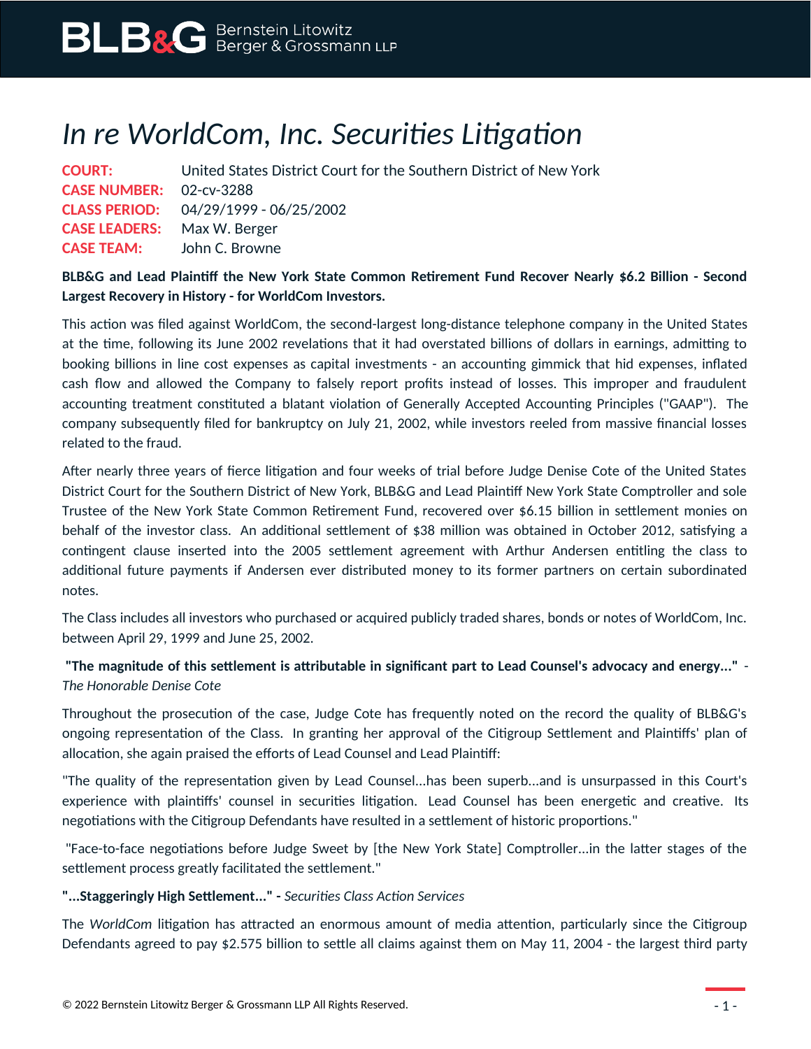# *In re WorldCom, Inc. Securities Litigation*

**COURT:** United States District Court for the Southern District of New York
**CASE NUMBER:** 02-cv-3288
**CLASS PERIOD:** 04/29/1999 - 06/25/2002
**CASE LEADERS:** Max W. Berger
**CASE TEAM:** John C. Browne

**BLB&G and Lead Plaintiff the New York State Common Retirement Fund Recover Nearly $6.2 Billion - Second Largest Recovery in History - for WorldCom Investors.**

This action was filed against WorldCom, the second-largest long-distance telephone company in the United States at the time, following its June 2002 revelations that it had overstated billions of dollars in earnings, admitting to booking billions in line cost expenses as capital investments - an accounting gimmick that hid expenses, inflated cash flow and allowed the Company to falsely report profits instead of losses. This improper and fraudulent accounting treatment constituted a blatant violation of Generally Accepted Accounting Principles ("GAAP"). The company subsequently filed for bankruptcy on July 21, 2002, while investors reeled from massive financial losses related to the fraud.

After nearly three years of fierce litigation and four weeks of trial before Judge Denise Cote of the United States District Court for the Southern District of New York, BLB&G and Lead Plaintiff New York State Comptroller and sole Trustee of the New York State Common Retirement Fund, recovered over $6.15 billion in settlement monies on behalf of the investor class. An additional settlement of $38 million was obtained in October 2012, satisfying a contingent clause inserted into the 2005 settlement agreement with Arthur Andersen entitling the class to additional future payments if Andersen ever distributed money to its former partners on certain subordinated notes.

The Class includes all investors who purchased or acquired publicly traded shares, bonds or notes of WorldCom, Inc. between April 29, 1999 and June 25, 2002.

**"The magnitude of this settlement is attributable in significant part to Lead Counsel's advocacy and energy..."** - *The Honorable Denise Cote*

Throughout the prosecution of the case, Judge Cote has frequently noted on the record the quality of BLB&G's ongoing representation of the Class. In granting her approval of the Citigroup Settlement and Plaintiffs' plan of allocation, she again praised the efforts of Lead Counsel and Lead Plaintiff:

"The quality of the representation given by Lead Counsel...has been superb...and is unsurpassed in this Court's experience with plaintiffs' counsel in securities litigation. Lead Counsel has been energetic and creative. Its negotiations with the Citigroup Defendants have resulted in a settlement of historic proportions."

"Face-to-face negotiations before Judge Sweet by [the New York State] Comptroller...in the latter stages of the settlement process greatly facilitated the settlement."

**"...Staggeringly High Settlement..."** - *Securities Class Action Services*

The *WorldCom* litigation has attracted an enormous amount of media attention, particularly since the Citigroup Defendants agreed to pay $2.575 billion to settle all claims against them on May 11, 2004 - the largest third party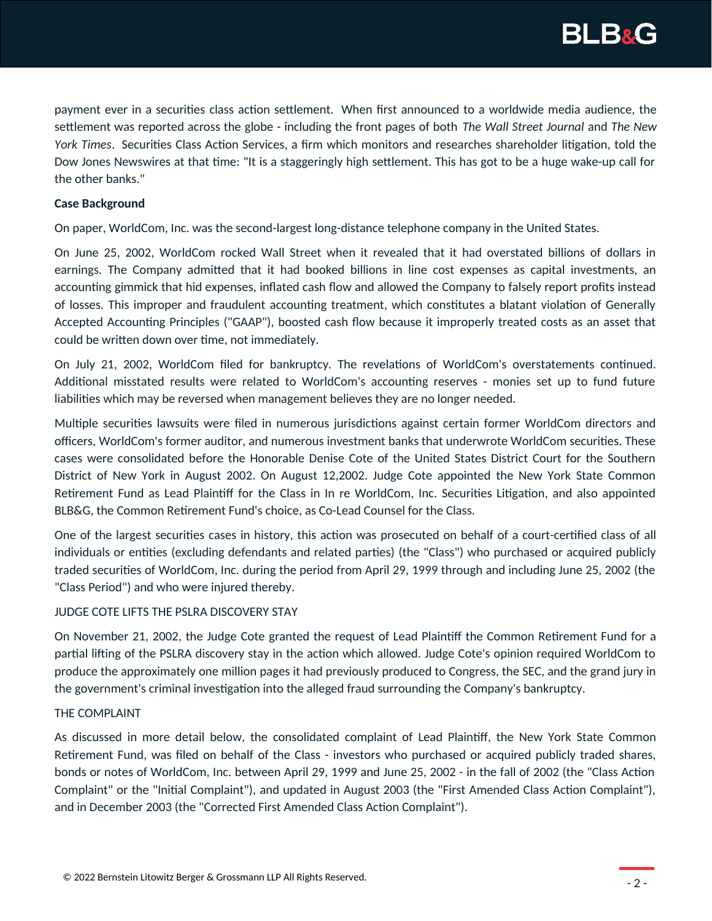payment ever in a securities class action settlement. When first announced to a worldwide media audience, the settlement was reported across the globe - including the front pages of both *The Wall Street Journal* and *The New York Times*. Securities Class Action Services, a firm which monitors and researches shareholder litigation, told the Dow Jones Newswires at that time: "It is a staggeringly high settlement. This has got to be a huge wake-up call for the other banks."

**Case Background**

On paper, WorldCom, Inc. was the second-largest long-distance telephone company in the United States.

On June 25, 2002, WorldCom rocked Wall Street when it revealed that it had overstated billions of dollars in earnings. The Company admitted that it had booked billions in line cost expenses as capital investments, an accounting gimmick that hid expenses, inflated cash flow and allowed the Company to falsely report profits instead of losses. This improper and fraudulent accounting treatment, which constitutes a blatant violation of Generally Accepted Accounting Principles ("GAAP"), boosted cash flow because it improperly treated costs as an asset that could be written down over time, not immediately.

On July 21, 2002, WorldCom filed for bankruptcy. The revelations of WorldCom's overstatements continued. Additional misstated results were related to WorldCom's accounting reserves - monies set up to fund future liabilities which may be reversed when management believes they are no longer needed.

Multiple securities lawsuits were filed in numerous jurisdictions against certain former WorldCom directors and officers, WorldCom's former auditor, and numerous investment banks that underwrote WorldCom securities. These cases were consolidated before the Honorable Denise Cote of the United States District Court for the Southern District of New York in August 2002. On August 12,2002. Judge Cote appointed the New York State Common Retirement Fund as Lead Plaintiff for the Class in In re WorldCom, Inc. Securities Litigation, and also appointed BLB&G, the Common Retirement Fund's choice, as Co-Lead Counsel for the Class.

One of the largest securities cases in history, this action was prosecuted on behalf of a court-certified class of all individuals or entities (excluding defendants and related parties) (the "Class") who purchased or acquired publicly traded securities of WorldCom, Inc. during the period from April 29, 1999 through and including June 25, 2002 (the "Class Period") and who were injured thereby.

JUDGE COTE LIFTS THE PSLRA DISCOVERY STAY

On November 21, 2002, the Judge Cote granted the request of Lead Plaintiff the Common Retirement Fund for a partial lifting of the PSLRA discovery stay in the action which allowed. Judge Cote's opinion required WorldCom to produce the approximately one million pages it had previously produced to Congress, the SEC, and the grand jury in the government's criminal investigation into the alleged fraud surrounding the Company's bankruptcy.

THE COMPLAINT

As discussed in more detail below, the consolidated complaint of Lead Plaintiff, the New York State Common Retirement Fund, was filed on behalf of the Class - investors who purchased or acquired publicly traded shares, bonds or notes of WorldCom, Inc. between April 29, 1999 and June 25, 2002 - in the fall of 2002 (the "Class Action Complaint" or the "Initial Complaint"), and updated in August 2003 (the "First Amended Class Action Complaint"), and in December 2003 (the "Corrected First Amended Class Action Complaint").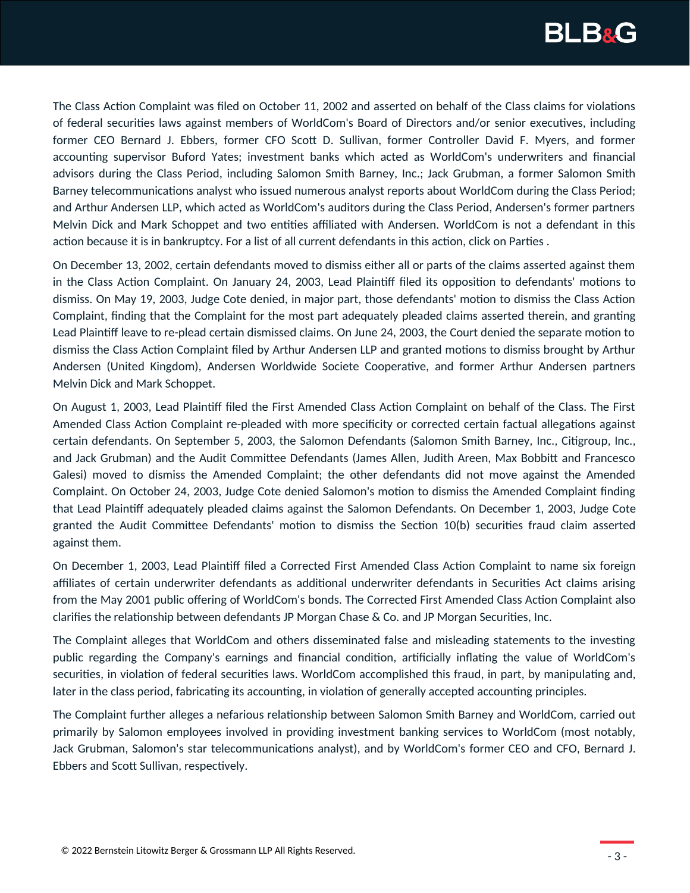The Class Action Complaint was filed on October 11, 2002 and asserted on behalf of the Class claims for violations of federal securities laws against members of WorldCom's Board of Directors and/or senior executives, including former CEO Bernard J. Ebbers, former CFO Scott D. Sullivan, former Controller David F. Myers, and former accounting supervisor Buford Yates; investment banks which acted as WorldCom's underwriters and financial advisors during the Class Period, including Salomon Smith Barney, Inc.; Jack Grubman, a former Salomon Smith Barney telecommunications analyst who issued numerous analyst reports about WorldCom during the Class Period; and Arthur Andersen LLP, which acted as WorldCom's auditors during the Class Period, Andersen's former partners Melvin Dick and Mark Schoppet and two entities affiliated with Andersen. WorldCom is not a defendant in this action because it is in bankruptcy. For a list of all current defendants in this action, click on Parties .

On December 13, 2002, certain defendants moved to dismiss either all or parts of the claims asserted against them in the Class Action Complaint. On January 24, 2003, Lead Plaintiff filed its opposition to defendants' motions to dismiss. On May 19, 2003, Judge Cote denied, in major part, those defendants' motion to dismiss the Class Action Complaint, finding that the Complaint for the most part adequately pleaded claims asserted therein, and granting Lead Plaintiff leave to re-plead certain dismissed claims. On June 24, 2003, the Court denied the separate motion to dismiss the Class Action Complaint filed by Arthur Andersen LLP and granted motions to dismiss brought by Arthur Andersen (United Kingdom), Andersen Worldwide Societe Cooperative, and former Arthur Andersen partners Melvin Dick and Mark Schoppet.

On August 1, 2003, Lead Plaintiff filed the First Amended Class Action Complaint on behalf of the Class. The First Amended Class Action Complaint re-pleaded with more specificity or corrected certain factual allegations against certain defendants. On September 5, 2003, the Salomon Defendants (Salomon Smith Barney, Inc., Citigroup, Inc., and Jack Grubman) and the Audit Committee Defendants (James Allen, Judith Areen, Max Bobbitt and Francesco Galesi) moved to dismiss the Amended Complaint; the other defendants did not move against the Amended Complaint. On October 24, 2003, Judge Cote denied Salomon's motion to dismiss the Amended Complaint finding that Lead Plaintiff adequately pleaded claims against the Salomon Defendants. On December 1, 2003, Judge Cote granted the Audit Committee Defendants' motion to dismiss the Section 10(b) securities fraud claim asserted against them.

On December 1, 2003, Lead Plaintiff filed a Corrected First Amended Class Action Complaint to name six foreign affiliates of certain underwriter defendants as additional underwriter defendants in Securities Act claims arising from the May 2001 public offering of WorldCom's bonds. The Corrected First Amended Class Action Complaint also clarifies the relationship between defendants JP Morgan Chase & Co. and JP Morgan Securities, Inc.

The Complaint alleges that WorldCom and others disseminated false and misleading statements to the investing public regarding the Company's earnings and financial condition, artificially inflating the value of WorldCom's securities, in violation of federal securities laws. WorldCom accomplished this fraud, in part, by manipulating and, later in the class period, fabricating its accounting, in violation of generally accepted accounting principles.

The Complaint further alleges a nefarious relationship between Salomon Smith Barney and WorldCom, carried out primarily by Salomon employees involved in providing investment banking services to WorldCom (most notably, Jack Grubman, Salomon's star telecommunications analyst), and by WorldCom's former CEO and CFO, Bernard J. Ebbers and Scott Sullivan, respectively.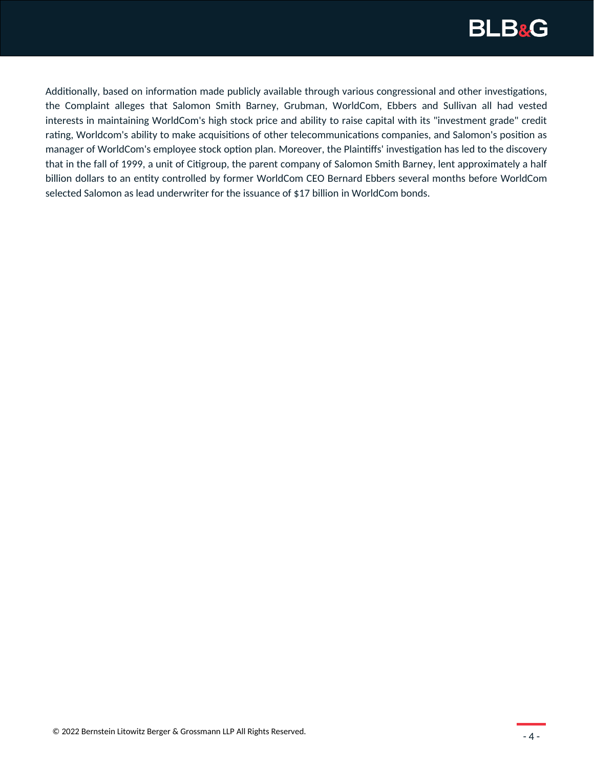Additionally, based on information made publicly available through various congressional and other investigations, the Complaint alleges that Salomon Smith Barney, Grubman, WorldCom, Ebbers and Sullivan all had vested interests in maintaining WorldCom's high stock price and ability to raise capital with its "investment grade" credit rating, Worldcom's ability to make acquisitions of other telecommunications companies, and Salomon's position as manager of WorldCom's employee stock option plan. Moreover, the Plaintiffs' investigation has led to the discovery that in the fall of 1999, a unit of Citigroup, the parent company of Salomon Smith Barney, lent approximately a half billion dollars to an entity controlled by former WorldCom CEO Bernard Ebbers several months before WorldCom selected Salomon as lead underwriter for the issuance of $17 billion in WorldCom bonds.